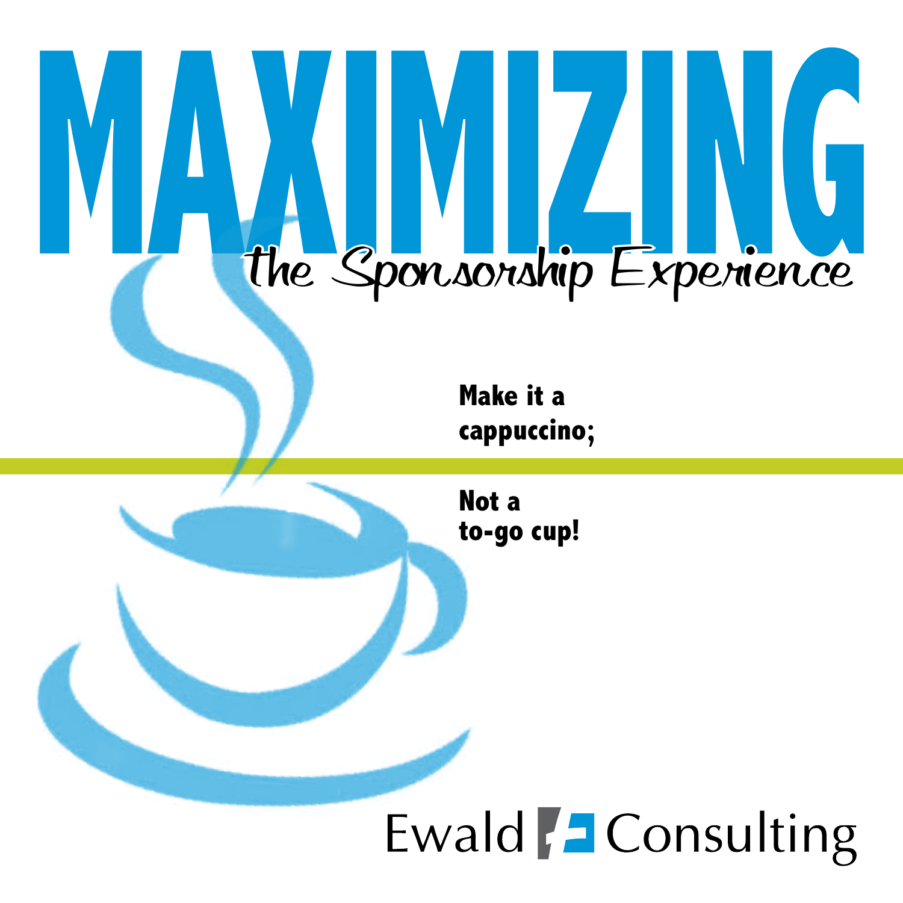# MAXIMIZING

## the Sponsorship Experience

**Make it a cappuccino;**

**Not a to-go cup!**

Ewald Consulting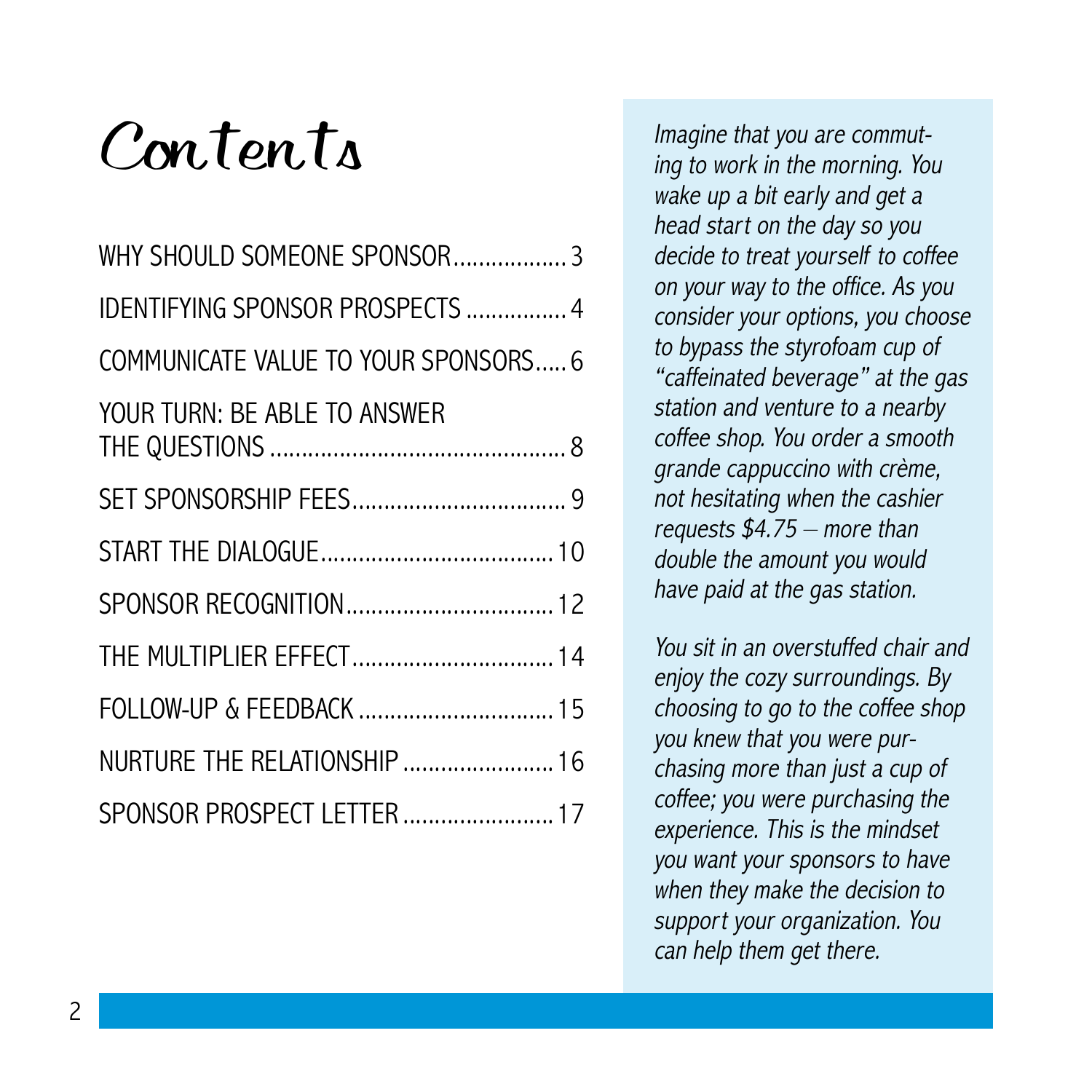# Contents

| | |
|---|---|
| WHY SHOULD SOMEONE SPONSOR | 3 |
| IDENTIFYING SPONSOR PROSPECTS | 4 |
| COMMUNICATE VALUE TO YOUR SPONSORS | 6 |
| YOUR TURN: BE ABLE TO ANSWER THE QUESTIONS | 8 |
| SET SPONSORSHIP FEES | 9 |
| START THE DIALOGUE | 10 |
| SPONSOR RECOGNITION | 12 |
| THE MULTIPLIER EFFECT | 14 |
| FOLLOW-UP & FEEDBACK | 15 |
| NURTURE THE RELATIONSHIP | 16 |
| SPONSOR PROSPECT LETTER | 17 |

*Imagine that you are commuting to work in the morning. You wake up a bit early and get a head start on the day so you decide to treat yourself to coffee on your way to the office. As you consider your options, you choose to bypass the styrofoam cup of "caffeinated beverage" at the gas station and venture to a nearby coffee shop. You order a smooth grande cappuccino with crème, not hesitating when the cashier requests $4.75 – more than double the amount you would have paid at the gas station.*

*You sit in an overstuffed chair and enjoy the cozy surroundings. By choosing to go to the coffee shop you knew that you were purchasing more than just a cup of coffee; you were purchasing the experience. This is the mindset you want your sponsors to have when they make the decision to support your organization. You can help them get there.*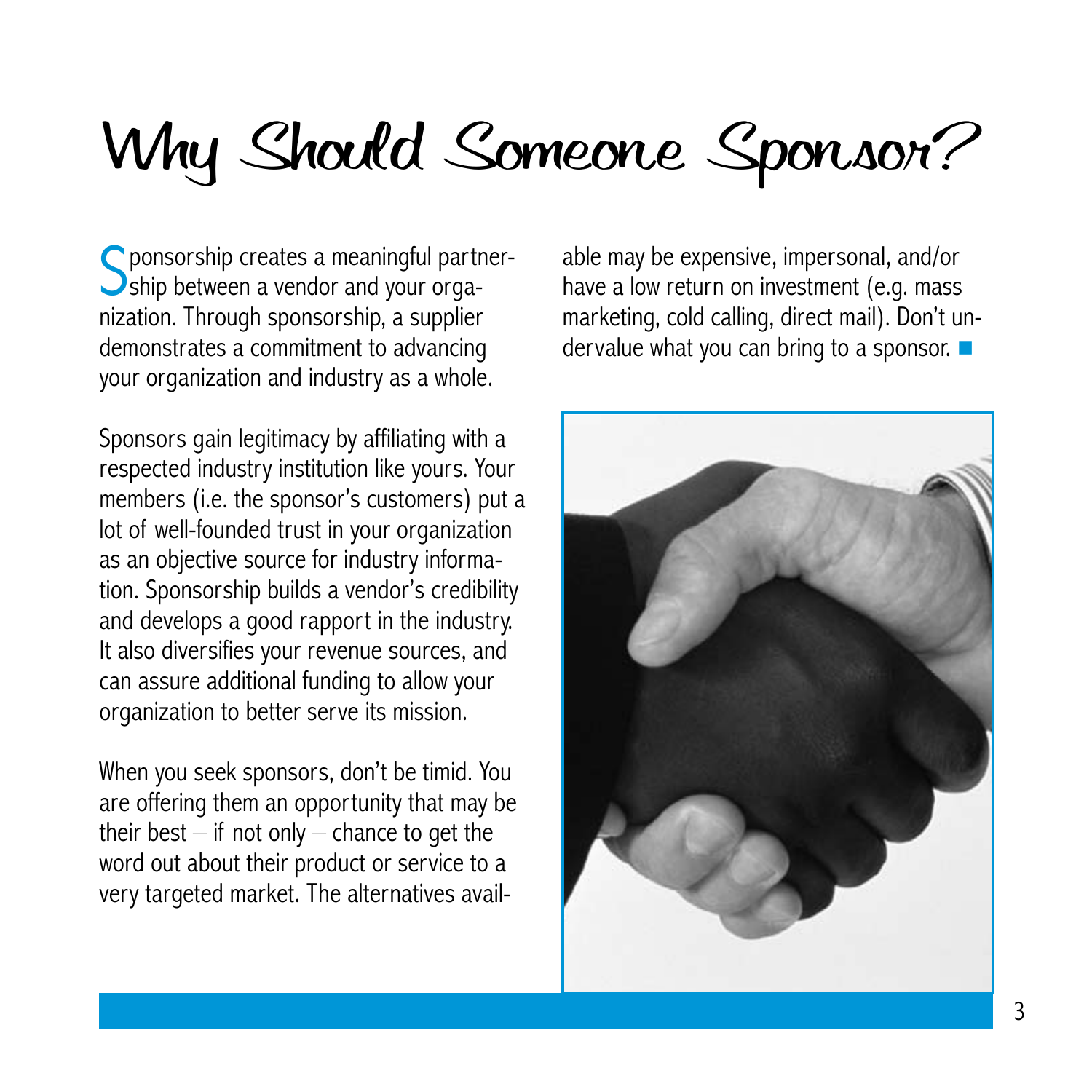# Why Should Someone Sponsor?

Sponsorship creates a meaningful partnership between a vendor and your organization. Through sponsorship, a supplier demonstrates a commitment to advancing your organization and industry as a whole.

Sponsors gain legitimacy by affiliating with a respected industry institution like yours. Your members (i.e. the sponsor's customers) put a lot of well-founded trust in your organization as an objective source for industry information. Sponsorship builds a vendor's credibility and develops a good rapport in the industry. It also diversifies your revenue sources, and can assure additional funding to allow your organization to better serve its mission.

When you seek sponsors, don't be timid. You are offering them an opportunity that may be their best – if not only – chance to get the word out about their product or service to a very targeted market. The alternatives available may be expensive, impersonal, and/or have a low return on investment (e.g. mass marketing, cold calling, direct mail). Don't undervalue what you can bring to a sponsor.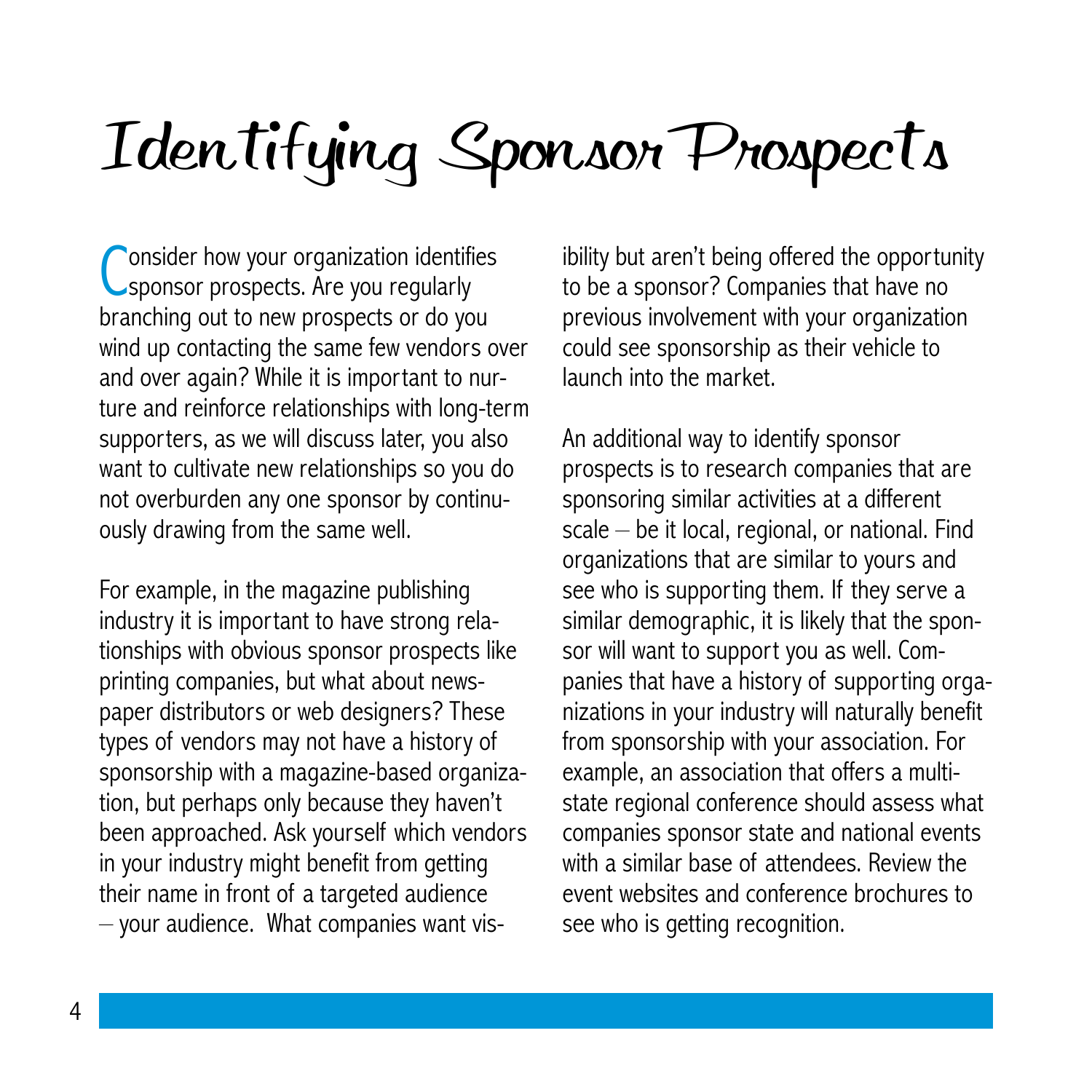# Identifying Sponsor Prospects

Consider how your organization identifies sponsor prospects. Are you regularly branching out to new prospects or do you wind up contacting the same few vendors over and over again? While it is important to nurture and reinforce relationships with long-term supporters, as we will discuss later, you also want to cultivate new relationships so you do not overburden any one sponsor by continuously drawing from the same well.

For example, in the magazine publishing industry it is important to have strong relationships with obvious sponsor prospects like printing companies, but what about newspaper distributors or web designers? These types of vendors may not have a history of sponsorship with a magazine-based organization, but perhaps only because they haven't been approached. Ask yourself which vendors in your industry might benefit from getting their name in front of a targeted audience – your audience. What companies want visibility but aren't being offered the opportunity to be a sponsor? Companies that have no previous involvement with your organization could see sponsorship as their vehicle to launch into the market.

An additional way to identify sponsor prospects is to research companies that are sponsoring similar activities at a different scale – be it local, regional, or national. Find organizations that are similar to yours and see who is supporting them. If they serve a similar demographic, it is likely that the sponsor will want to support you as well. Companies that have a history of supporting organizations in your industry will naturally benefit from sponsorship with your association. For example, an association that offers a multi-state regional conference should assess what companies sponsor state and national events with a similar base of attendees. Review the event websites and conference brochures to see who is getting recognition.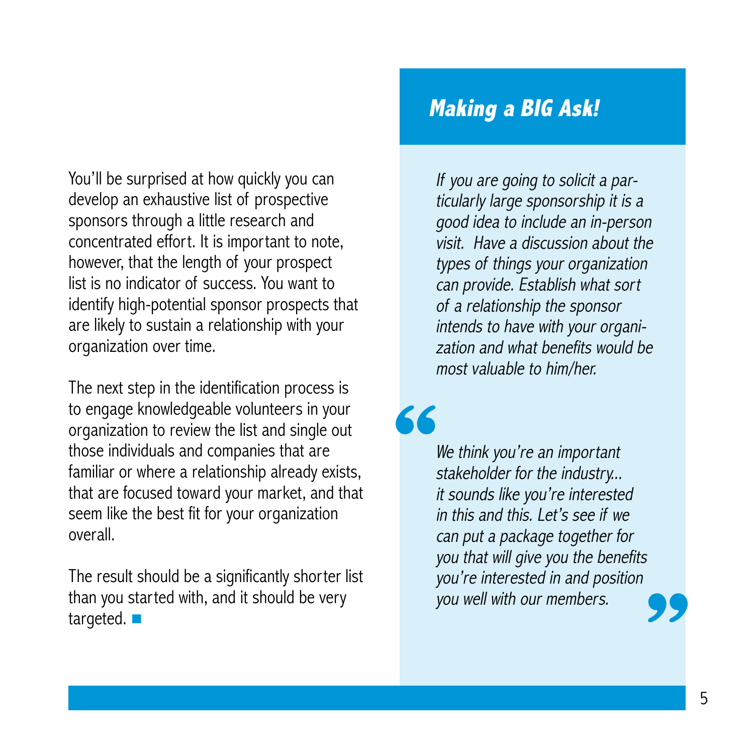You'll be surprised at how quickly you can develop an exhaustive list of prospective sponsors through a little research and concentrated effort. It is important to note, however, that the length of your prospect list is no indicator of success. You want to identify high-potential sponsor prospects that are likely to sustain a relationship with your organization over time.

The next step in the identification process is to engage knowledgeable volunteers in your organization to review the list and single out those individuals and companies that are familiar or where a relationship already exists, that are focused toward your market, and that seem like the best fit for your organization overall.

The result should be a significantly shorter list than you started with, and it should be very targeted. ■

## *Making a BIG Ask!*

*If you are going to solicit a particularly large sponsorship it is a good idea to include an in-person visit. Have a discussion about the types of things your organization can provide. Establish what sort of a relationship the sponsor intends to have with your organization and what benefits would be most valuable to him/her.*

> *"We think you're an important stakeholder for the industry... it sounds like you're interested in this and this. Let's see if we can put a package together for you that will give you the benefits you're interested in and position you well with our members."*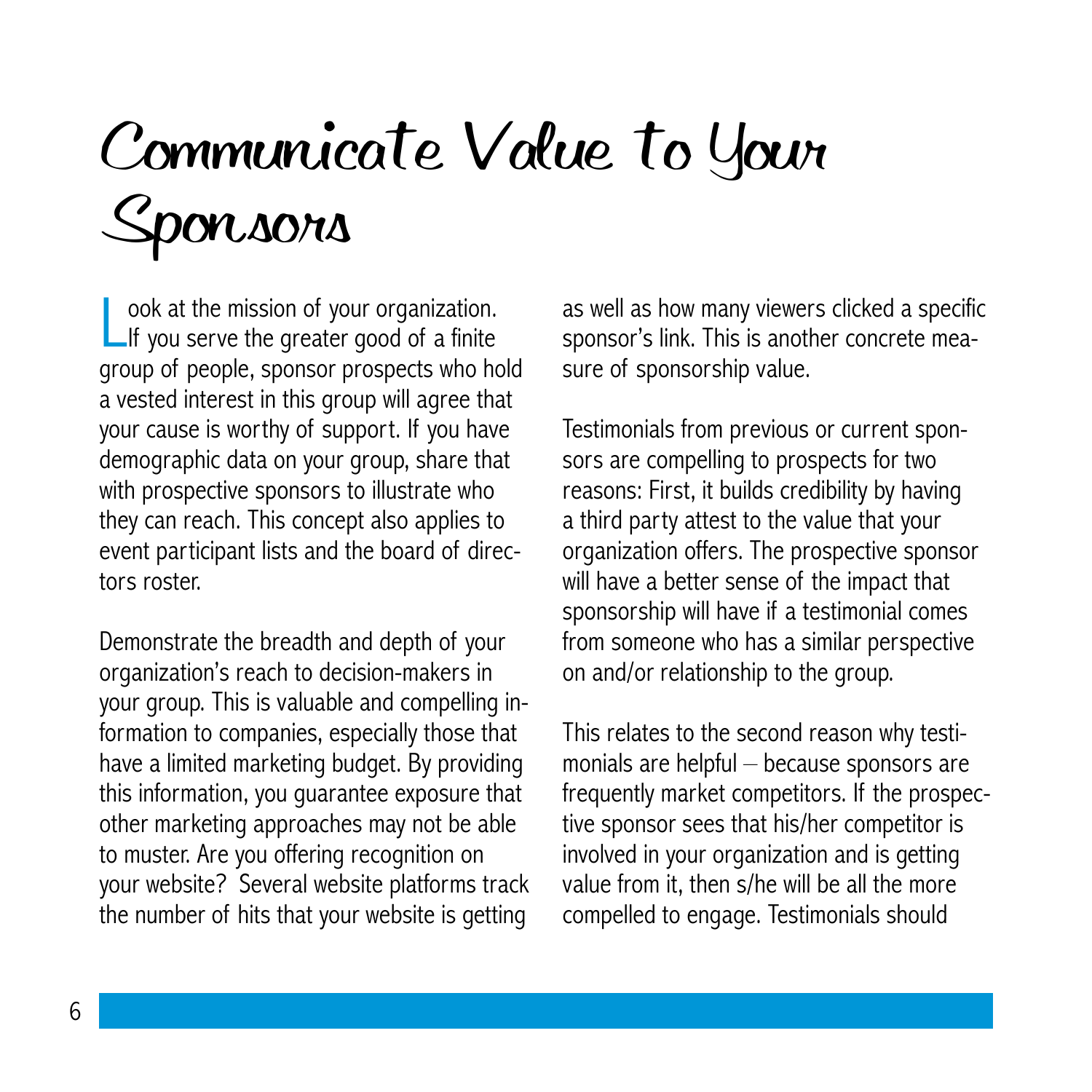# Communicate Value to Your Sponsors

Look at the mission of your organization. If you serve the greater good of a finite group of people, sponsor prospects who hold a vested interest in this group will agree that your cause is worthy of support. If you have demographic data on your group, share that with prospective sponsors to illustrate who they can reach. This concept also applies to event participant lists and the board of directors roster.

Demonstrate the breadth and depth of your organization's reach to decision-makers in your group. This is valuable and compelling information to companies, especially those that have a limited marketing budget. By providing this information, you guarantee exposure that other marketing approaches may not be able to muster. Are you offering recognition on your website? Several website platforms track the number of hits that your website is getting as well as how many viewers clicked a specific sponsor's link. This is another concrete measure of sponsorship value.

Testimonials from previous or current sponsors are compelling to prospects for two reasons: First, it builds credibility by having a third party attest to the value that your organization offers. The prospective sponsor will have a better sense of the impact that sponsorship will have if a testimonial comes from someone who has a similar perspective on and/or relationship to the group.

This relates to the second reason why testimonials are helpful – because sponsors are frequently market competitors. If the prospective sponsor sees that his/her competitor is involved in your organization and is getting value from it, then s/he will be all the more compelled to engage. Testimonials should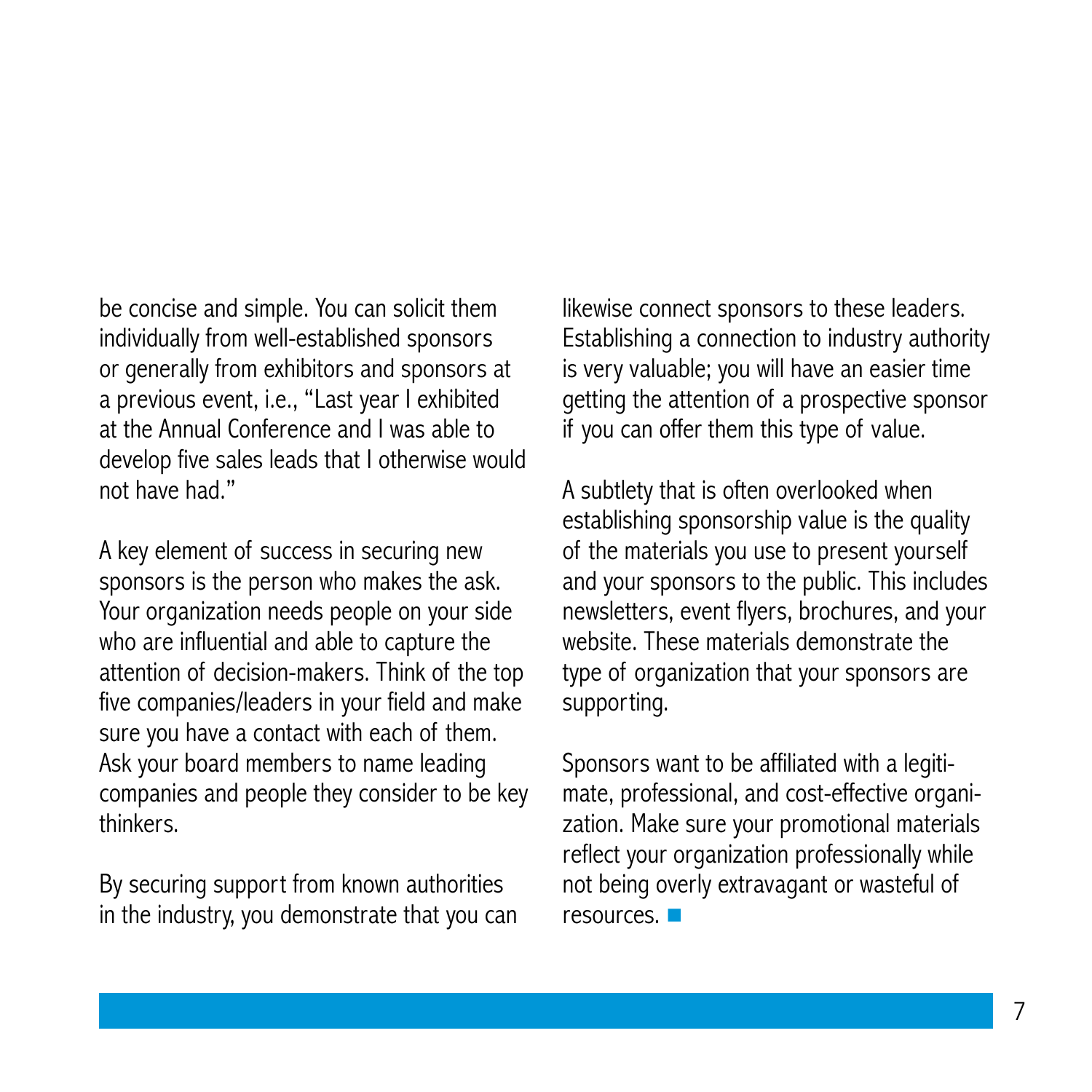be concise and simple. You can solicit them individually from well-established sponsors or generally from exhibitors and sponsors at a previous event, i.e., "Last year I exhibited at the Annual Conference and I was able to develop five sales leads that I otherwise would not have had."

A key element of success in securing new sponsors is the person who makes the ask. Your organization needs people on your side who are influential and able to capture the attention of decision-makers. Think of the top five companies/leaders in your field and make sure you have a contact with each of them. Ask your board members to name leading companies and people they consider to be key thinkers.

By securing support from known authorities in the industry, you demonstrate that you can likewise connect sponsors to these leaders. Establishing a connection to industry authority is very valuable; you will have an easier time getting the attention of a prospective sponsor if you can offer them this type of value.

A subtlety that is often overlooked when establishing sponsorship value is the quality of the materials you use to present yourself and your sponsors to the public. This includes newsletters, event flyers, brochures, and your website. These materials demonstrate the type of organization that your sponsors are supporting.

Sponsors want to be affiliated with a legitimate, professional, and cost-effective organization. Make sure your promotional materials reflect your organization professionally while not being overly extravagant or wasteful of resources. ■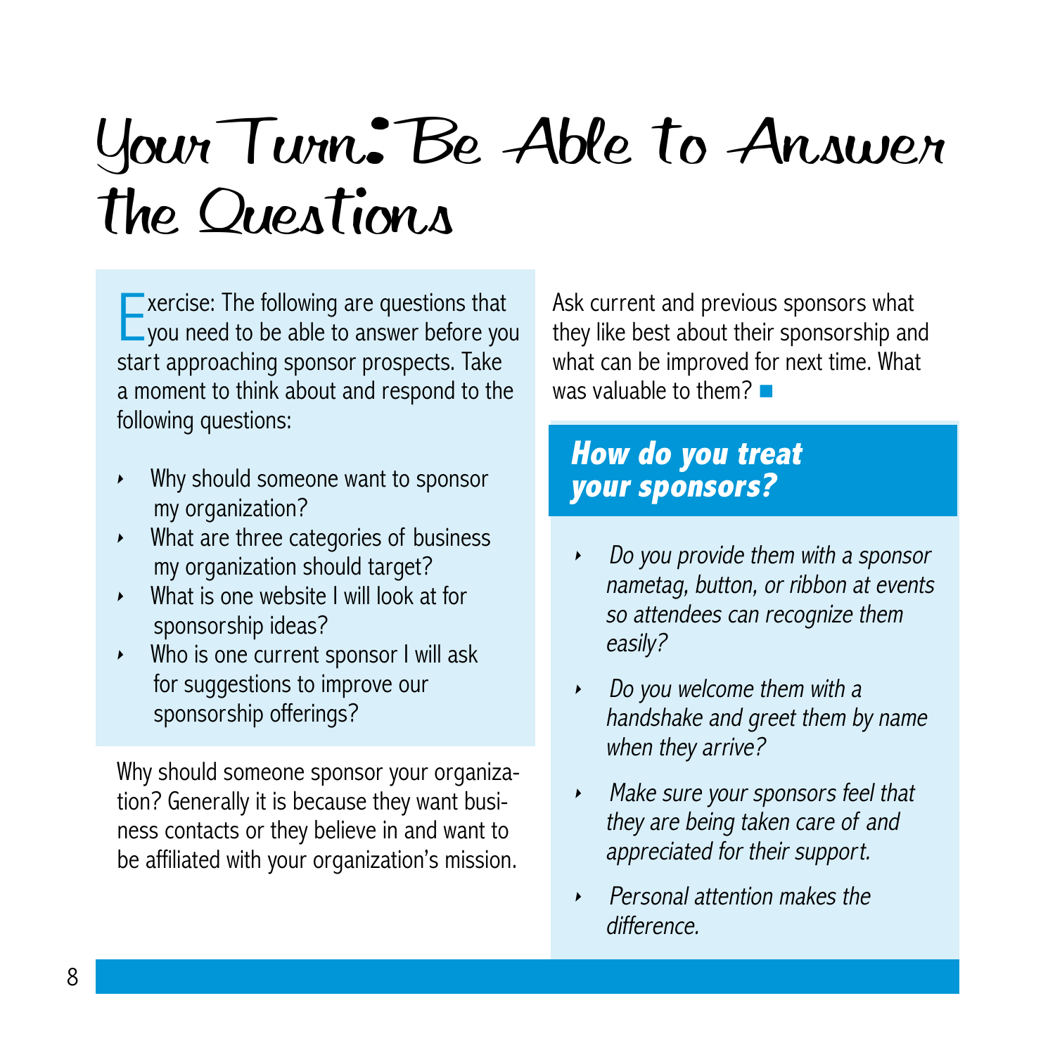# Your Turn: Be Able to Answer the Questions

Exercise: The following are questions that you need to be able to answer before you start approaching sponsor prospects. Take a moment to think about and respond to the following questions:

- Why should someone want to sponsor my organization?
- What are three categories of business my organization should target?
- What is one website I will look at for sponsorship ideas?
- Who is one current sponsor I will ask for suggestions to improve our sponsorship offerings?

Why should someone sponsor your organization? Generally it is because they want business contacts or they believe in and want to be affiliated with your organization's mission.

Ask current and previous sponsors what they like best about their sponsorship and what can be improved for next time. What was valuable to them?

## *How do you treat your sponsors?*

- *Do you provide them with a sponsor nametag, button, or ribbon at events so attendees can recognize them easily?*
- *Do you welcome them with a handshake and greet them by name when they arrive?*
- *Make sure your sponsors feel that they are being taken care of and appreciated for their support.*
- *Personal attention makes the difference.*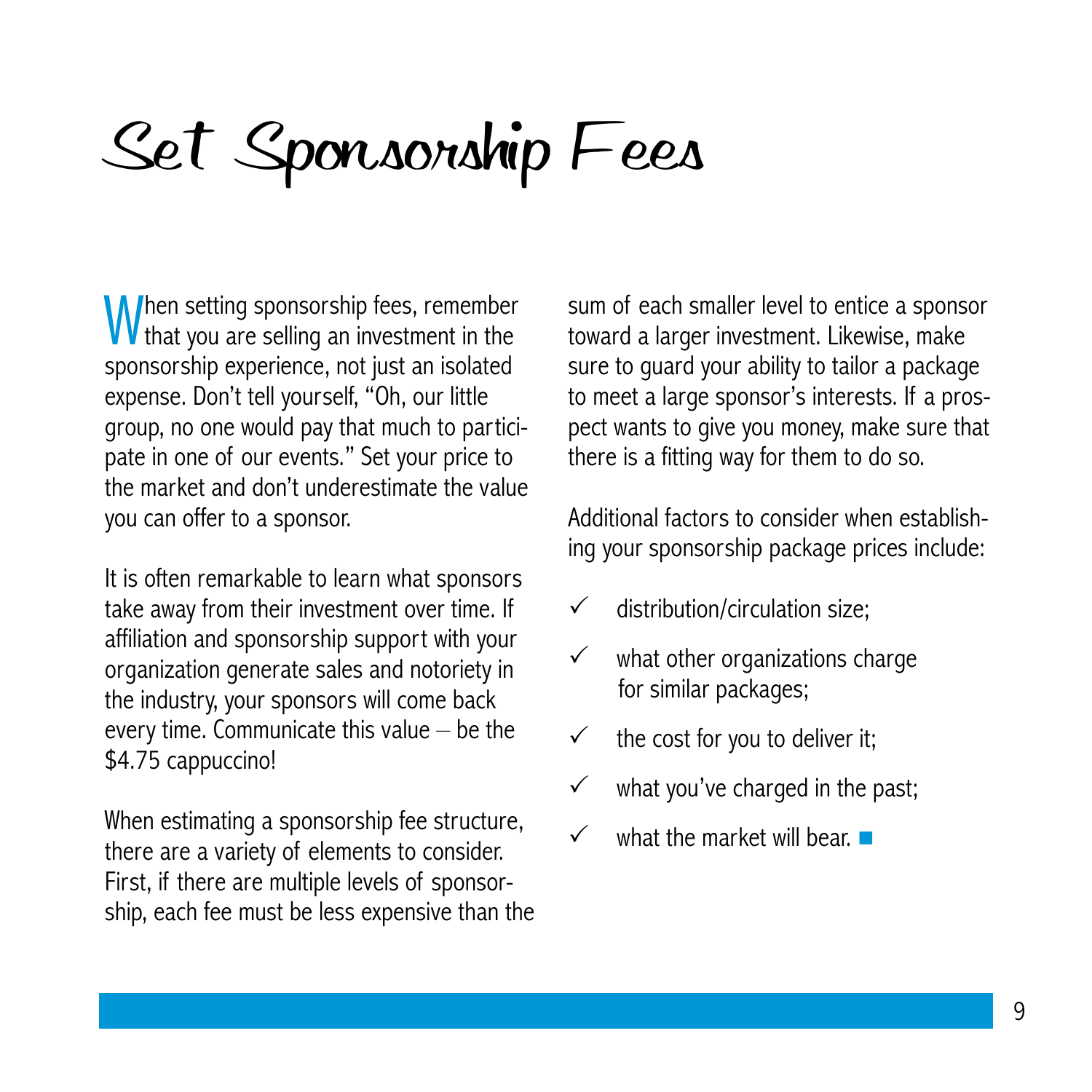# Set Sponsorship Fees

When setting sponsorship fees, remember that you are selling an investment in the sponsorship experience, not just an isolated expense. Don't tell yourself, "Oh, our little group, no one would pay that much to participate in one of our events." Set your price to the market and don't underestimate the value you can offer to a sponsor.

It is often remarkable to learn what sponsors take away from their investment over time. If affiliation and sponsorship support with your organization generate sales and notoriety in the industry, your sponsors will come back every time. Communicate this value – be the $4.75 cappuccino!

When estimating a sponsorship fee structure, there are a variety of elements to consider. First, if there are multiple levels of sponsorship, each fee must be less expensive than the sum of each smaller level to entice a sponsor toward a larger investment. Likewise, make sure to guard your ability to tailor a package to meet a large sponsor's interests. If a prospect wants to give you money, make sure that there is a fitting way for them to do so.

Additional factors to consider when establishing your sponsorship package prices include:

- ✓ distribution/circulation size;
- ✓ what other organizations charge for similar packages;
- ✓ the cost for you to deliver it;
- ✓ what you've charged in the past;
- ✓ what the market will bear. ■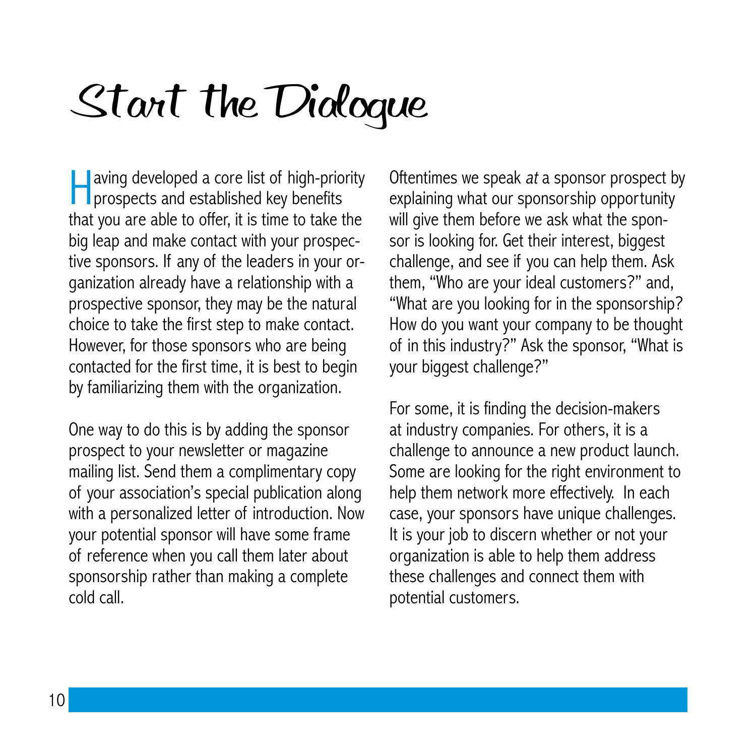# Start the Dialogue

Having developed a core list of high-priority prospects and established key benefits that you are able to offer, it is time to take the big leap and make contact with your prospective sponsors. If any of the leaders in your organization already have a relationship with a prospective sponsor, they may be the natural choice to take the first step to make contact. However, for those sponsors who are being contacted for the first time, it is best to begin by familiarizing them with the organization.

One way to do this is by adding the sponsor prospect to your newsletter or magazine mailing list. Send them a complimentary copy of your association's special publication along with a personalized letter of introduction. Now your potential sponsor will have some frame of reference when you call them later about sponsorship rather than making a complete cold call.

Oftentimes we speak *at* a sponsor prospect by explaining what our sponsorship opportunity will give them before we ask what the sponsor is looking for. Get their interest, biggest challenge, and see if you can help them. Ask them, "Who are your ideal customers?" and, "What are you looking for in the sponsorship? How do you want your company to be thought of in this industry?" Ask the sponsor, "What is your biggest challenge?"

For some, it is finding the decision-makers at industry companies. For others, it is a challenge to announce a new product launch. Some are looking for the right environment to help them network more effectively. In each case, your sponsors have unique challenges. It is your job to discern whether or not your organization is able to help them address these challenges and connect them with potential customers.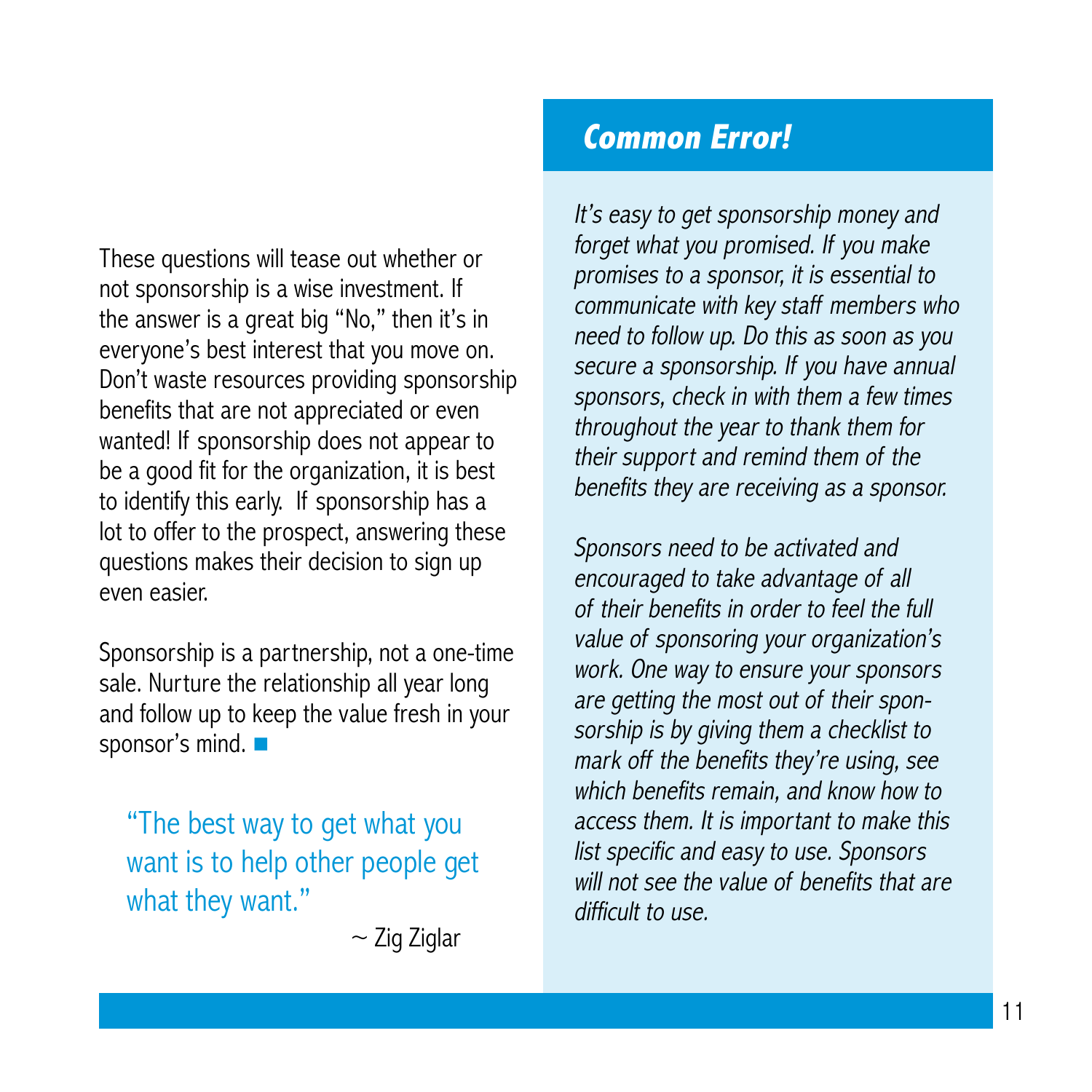These questions will tease out whether or not sponsorship is a wise investment. If the answer is a great big "No," then it's in everyone's best interest that you move on. Don't waste resources providing sponsorship benefits that are not appreciated or even wanted! If sponsorship does not appear to be a good fit for the organization, it is best to identify this early. If sponsorship has a lot to offer to the prospect, answering these questions makes their decision to sign up even easier.

Sponsorship is a partnership, not a one-time sale. Nurture the relationship all year long and follow up to keep the value fresh in your sponsor's mind. ■

> "The best way to get what you want is to help other people get what they want."
>
> ~ Zig Ziglar

## *Common Error!*

*It's easy to get sponsorship money and forget what you promised. If you make promises to a sponsor, it is essential to communicate with key staff members who need to follow up. Do this as soon as you secure a sponsorship. If you have annual sponsors, check in with them a few times throughout the year to thank them for their support and remind them of the benefits they are receiving as a sponsor.*

*Sponsors need to be activated and encouraged to take advantage of all of their benefits in order to feel the full value of sponsoring your organization's work. One way to ensure your sponsors are getting the most out of their sponsorship is by giving them a checklist to mark off the benefits they're using, see which benefits remain, and know how to access them. It is important to make this list specific and easy to use. Sponsors will not see the value of benefits that are difficult to use.*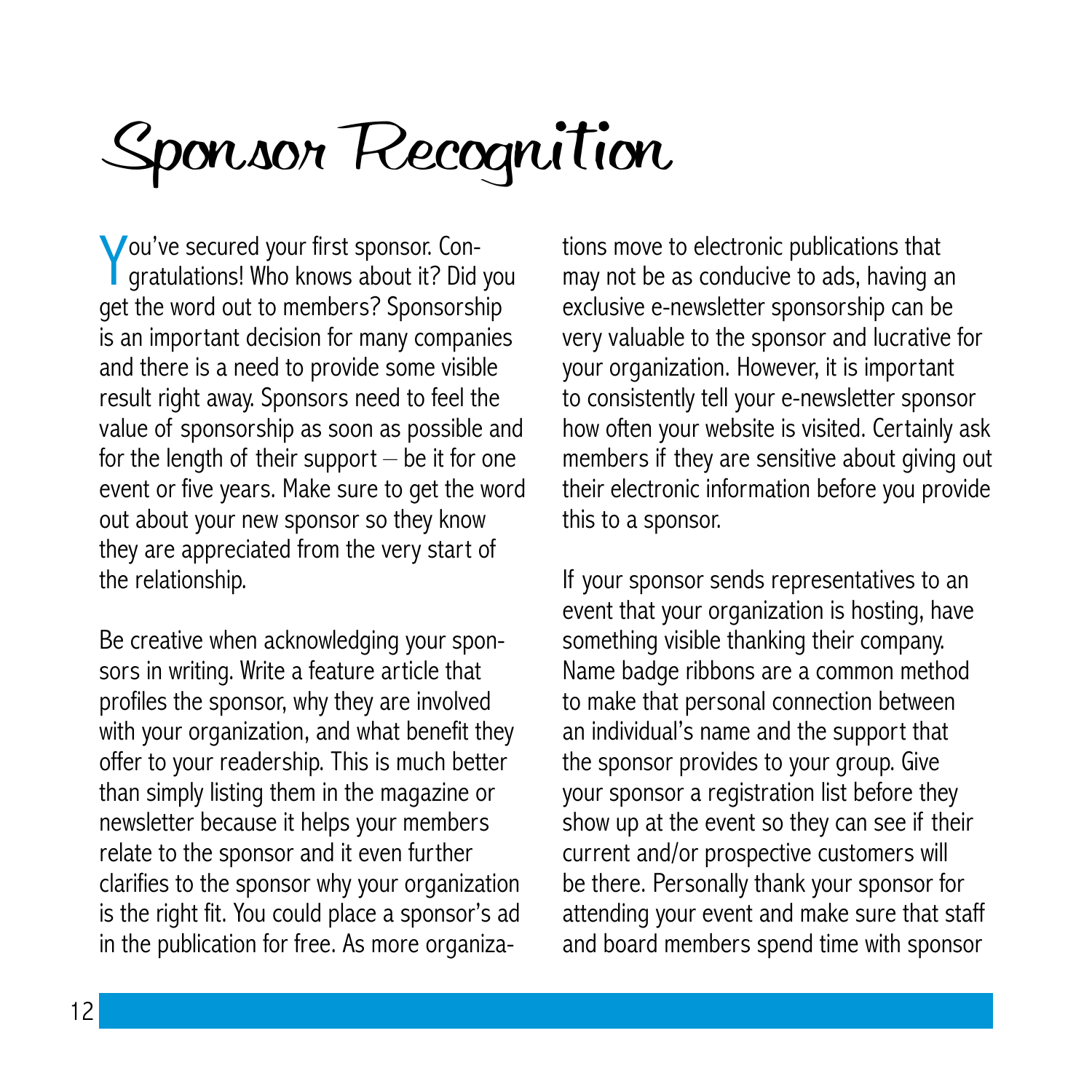# Sponsor Recognition

You've secured your first sponsor. Congratulations! Who knows about it? Did you get the word out to members? Sponsorship is an important decision for many companies and there is a need to provide some visible result right away. Sponsors need to feel the value of sponsorship as soon as possible and for the length of their support – be it for one event or five years. Make sure to get the word out about your new sponsor so they know they are appreciated from the very start of the relationship.

Be creative when acknowledging your sponsors in writing. Write a feature article that profiles the sponsor, why they are involved with your organization, and what benefit they offer to your readership. This is much better than simply listing them in the magazine or newsletter because it helps your members relate to the sponsor and it even further clarifies to the sponsor why your organization is the right fit. You could place a sponsor's ad in the publication for free. As more organizations move to electronic publications that may not be as conducive to ads, having an exclusive e-newsletter sponsorship can be very valuable to the sponsor and lucrative for your organization. However, it is important to consistently tell your e-newsletter sponsor how often your website is visited. Certainly ask members if they are sensitive about giving out their electronic information before you provide this to a sponsor.

If your sponsor sends representatives to an event that your organization is hosting, have something visible thanking their company. Name badge ribbons are a common method to make that personal connection between an individual's name and the support that the sponsor provides to your group. Give your sponsor a registration list before they show up at the event so they can see if their current and/or prospective customers will be there. Personally thank your sponsor for attending your event and make sure that staff and board members spend time with sponsor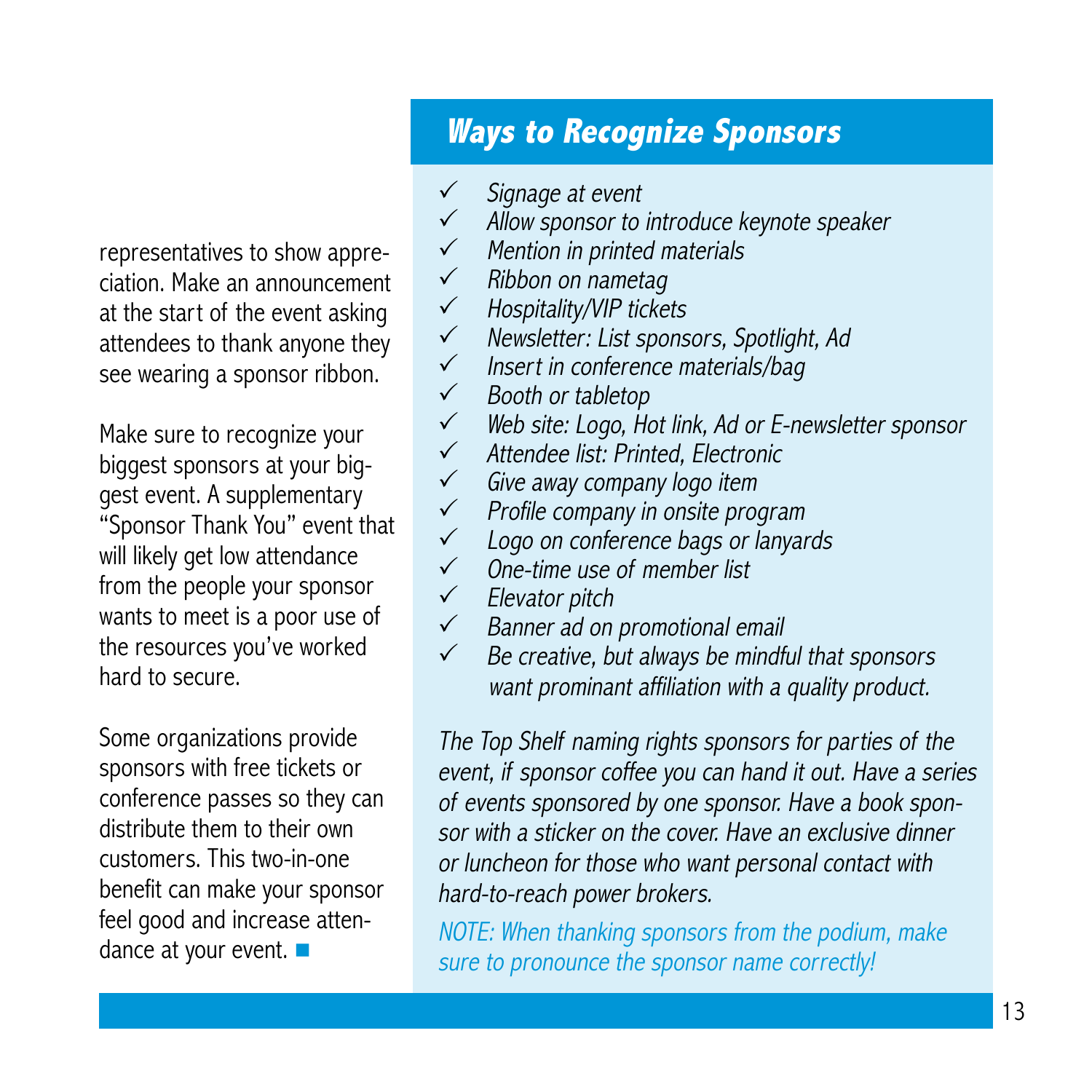representatives to show appreciation. Make an announcement at the start of the event asking attendees to thank anyone they see wearing a sponsor ribbon.

Make sure to recognize your biggest sponsors at your biggest event. A supplementary "Sponsor Thank You" event that will likely get low attendance from the people your sponsor wants to meet is a poor use of the resources you've worked hard to secure.

Some organizations provide sponsors with free tickets or conference passes so they can distribute them to their own customers. This two-in-one benefit can make your sponsor feel good and increase attendance at your event. ■

## Ways to Recognize Sponsors

- ✓ *Signage at event*
- ✓ *Allow sponsor to introduce keynote speaker*
- ✓ *Mention in printed materials*
- ✓ *Ribbon on nametag*
- ✓ *Hospitality/VIP tickets*
- ✓ *Newsletter: List sponsors, Spotlight, Ad*
- ✓ *Insert in conference materials/bag*
- ✓ *Booth or tabletop*
- ✓ *Web site: Logo, Hot link, Ad or E-newsletter sponsor*
- ✓ *Attendee list: Printed, Electronic*
- ✓ *Give away company logo item*
- ✓ *Profile company in onsite program*
- ✓ *Logo on conference bags or lanyards*
- ✓ *One-time use of member list*
- ✓ *Elevator pitch*
- ✓ *Banner ad on promotional email*
- ✓ *Be creative, but always be mindful that sponsors want prominant affiliation with a quality product.*

*The Top Shelf naming rights sponsors for parties of the event, if sponsor coffee you can hand it out. Have a series of events sponsored by one sponsor. Have a book sponsor with a sticker on the cover. Have an exclusive dinner or luncheon for those who want personal contact with hard-to-reach power brokers.*

*NOTE: When thanking sponsors from the podium, make sure to pronounce the sponsor name correctly!*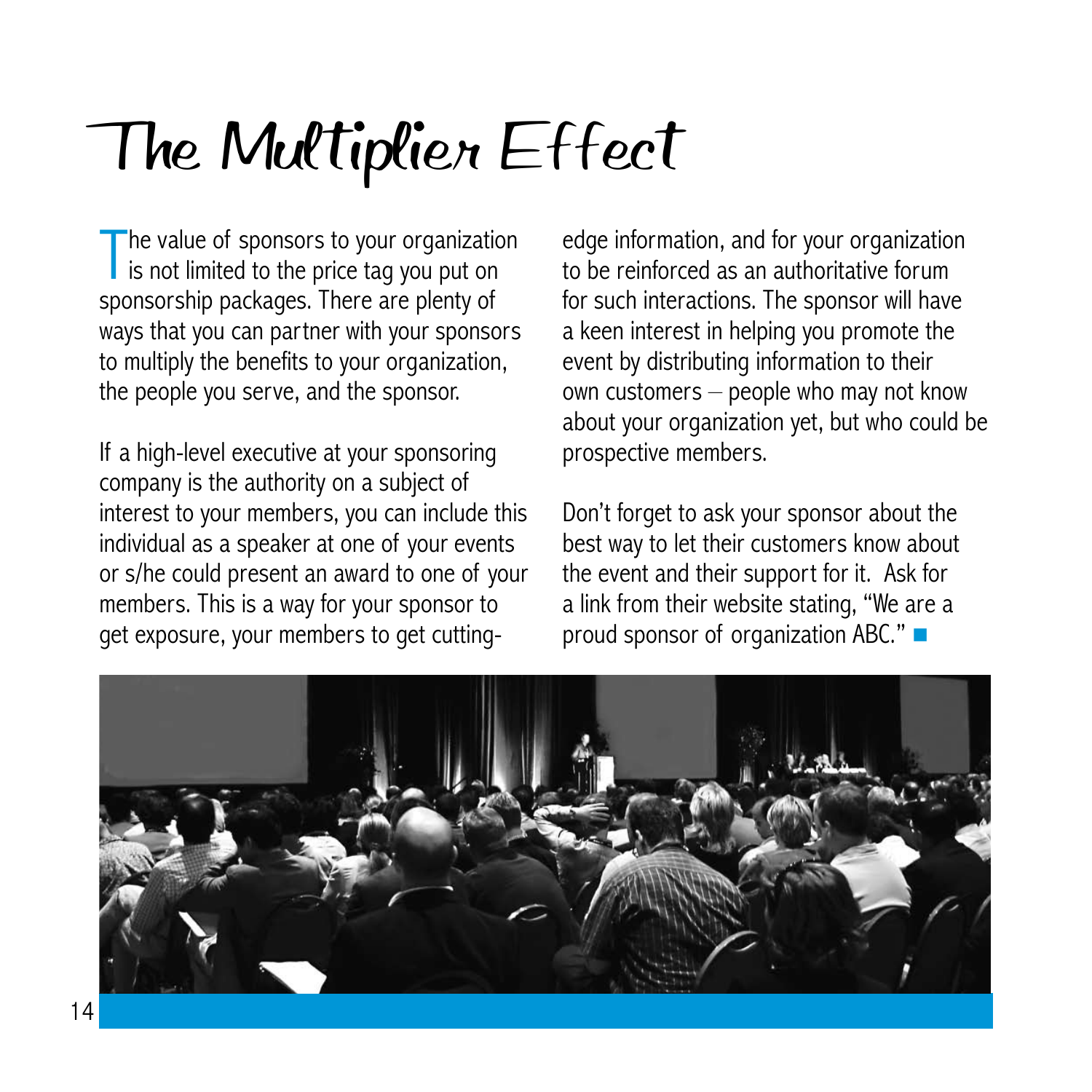# The Multiplier Effect

The value of sponsors to your organization is not limited to the price tag you put on sponsorship packages. There are plenty of ways that you can partner with your sponsors to multiply the benefits to your organization, the people you serve, and the sponsor.

If a high-level executive at your sponsoring company is the authority on a subject of interest to your members, you can include this individual as a speaker at one of your events or s/he could present an award to one of your members. This is a way for your sponsor to get exposure, your members to get cutting-edge information, and for your organization to be reinforced as an authoritative forum for such interactions. The sponsor will have a keen interest in helping you promote the event by distributing information to their own customers – people who may not know about your organization yet, but who could be prospective members.

Don't forget to ask your sponsor about the best way to let their customers know about the event and their support for it. Ask for a link from their website stating, "We are a proud sponsor of organization ABC." ■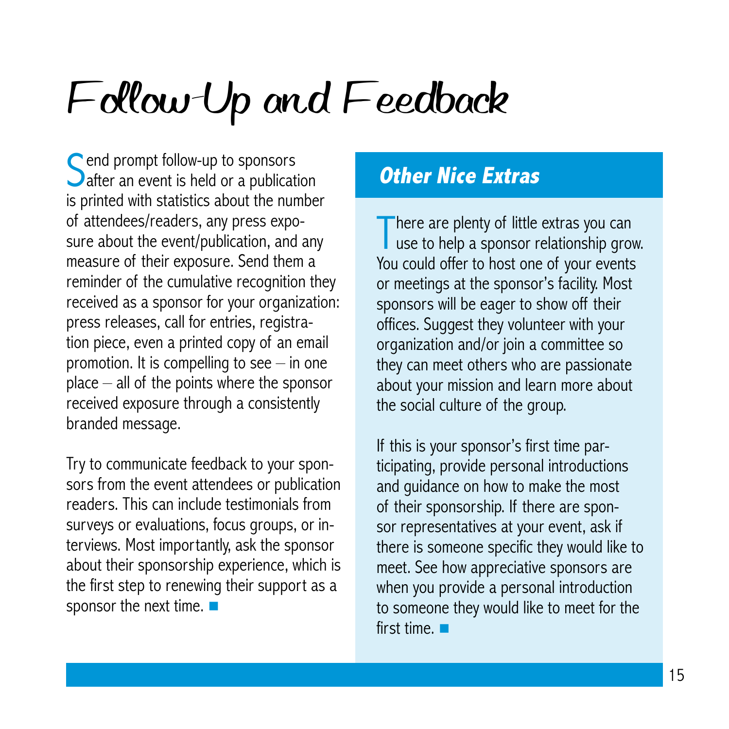# Follow-Up and Feedback

Send prompt follow-up to sponsors after an event is held or a publication is printed with statistics about the number of attendees/readers, any press exposure about the event/publication, and any measure of their exposure. Send them a reminder of the cumulative recognition they received as a sponsor for your organization: press releases, call for entries, registration piece, even a printed copy of an email promotion. It is compelling to see – in one place – all of the points where the sponsor received exposure through a consistently branded message.

Try to communicate feedback to your sponsors from the event attendees or publication readers. This can include testimonials from surveys or evaluations, focus groups, or interviews. Most importantly, ask the sponsor about their sponsorship experience, which is the first step to renewing their support as a sponsor the next time. ■

## *Other Nice Extras*

There are plenty of little extras you can use to help a sponsor relationship grow. You could offer to host one of your events or meetings at the sponsor's facility. Most sponsors will be eager to show off their offices. Suggest they volunteer with your organization and/or join a committee so they can meet others who are passionate about your mission and learn more about the social culture of the group.

If this is your sponsor's first time participating, provide personal introductions and guidance on how to make the most of their sponsorship. If there are sponsor representatives at your event, ask if there is someone specific they would like to meet. See how appreciative sponsors are when you provide a personal introduction to someone they would like to meet for the first time. ■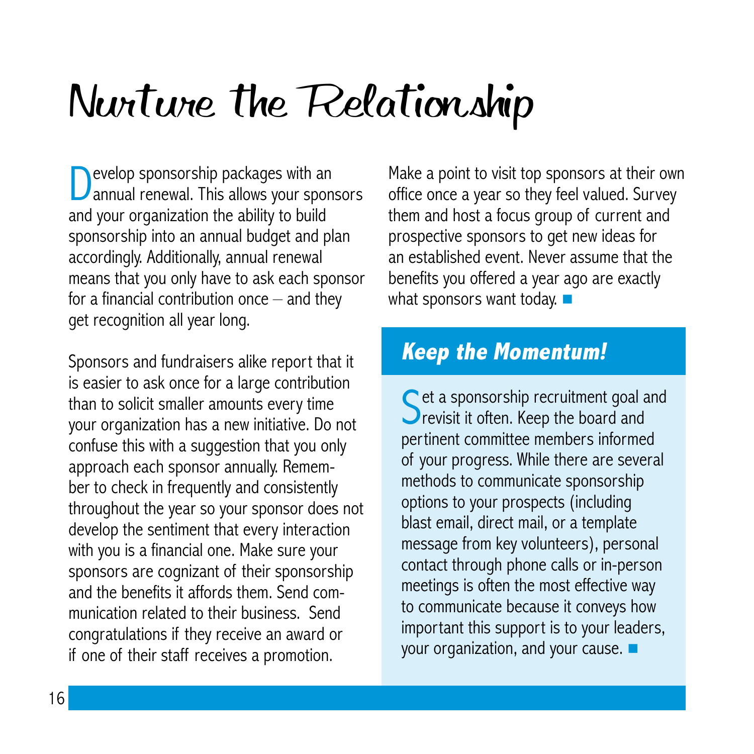# Nurture the Relationship

Develop sponsorship packages with an annual renewal. This allows your sponsors and your organization the ability to build sponsorship into an annual budget and plan accordingly. Additionally, annual renewal means that you only have to ask each sponsor for a financial contribution once – and they get recognition all year long.

Sponsors and fundraisers alike report that it is easier to ask once for a large contribution than to solicit smaller amounts every time your organization has a new initiative. Do not confuse this with a suggestion that you only approach each sponsor annually. Remember to check in frequently and consistently throughout the year so your sponsor does not develop the sentiment that every interaction with you is a financial one. Make sure your sponsors are cognizant of their sponsorship and the benefits it affords them. Send communication related to their business. Send congratulations if they receive an award or if one of their staff receives a promotion.

Make a point to visit top sponsors at their own office once a year so they feel valued. Survey them and host a focus group of current and prospective sponsors to get new ideas for an established event. Never assume that the benefits you offered a year ago are exactly what sponsors want today. ■

## *Keep the Momentum!*

Set a sponsorship recruitment goal and revisit it often. Keep the board and pertinent committee members informed of your progress. While there are several methods to communicate sponsorship options to your prospects (including blast email, direct mail, or a template message from key volunteers), personal contact through phone calls or in-person meetings is often the most effective way to communicate because it conveys how important this support is to your leaders, your organization, and your cause. ■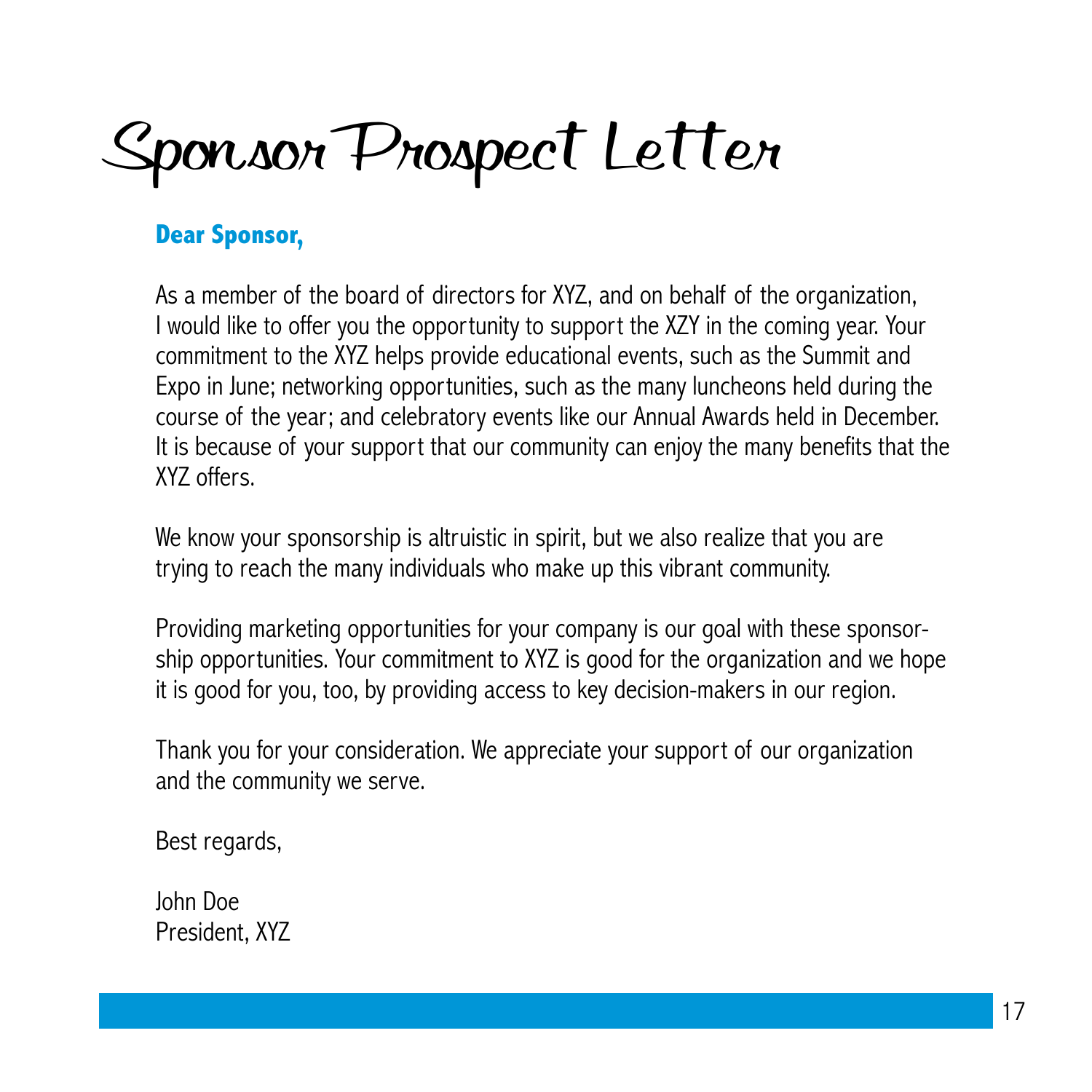# Sponsor Prospect Letter

**Dear Sponsor,**

As a member of the board of directors for XYZ, and on behalf of the organization, I would like to offer you the opportunity to support the XZY in the coming year. Your commitment to the XYZ helps provide educational events, such as the Summit and Expo in June; networking opportunities, such as the many luncheons held during the course of the year; and celebratory events like our Annual Awards held in December. It is because of your support that our community can enjoy the many benefits that the XYZ offers.

We know your sponsorship is altruistic in spirit, but we also realize that you are trying to reach the many individuals who make up this vibrant community.

Providing marketing opportunities for your company is our goal with these sponsorship opportunities. Your commitment to XYZ is good for the organization and we hope it is good for you, too, by providing access to key decision-makers in our region.

Thank you for your consideration. We appreciate your support of our organization and the community we serve.

Best regards,

John Doe
President, XYZ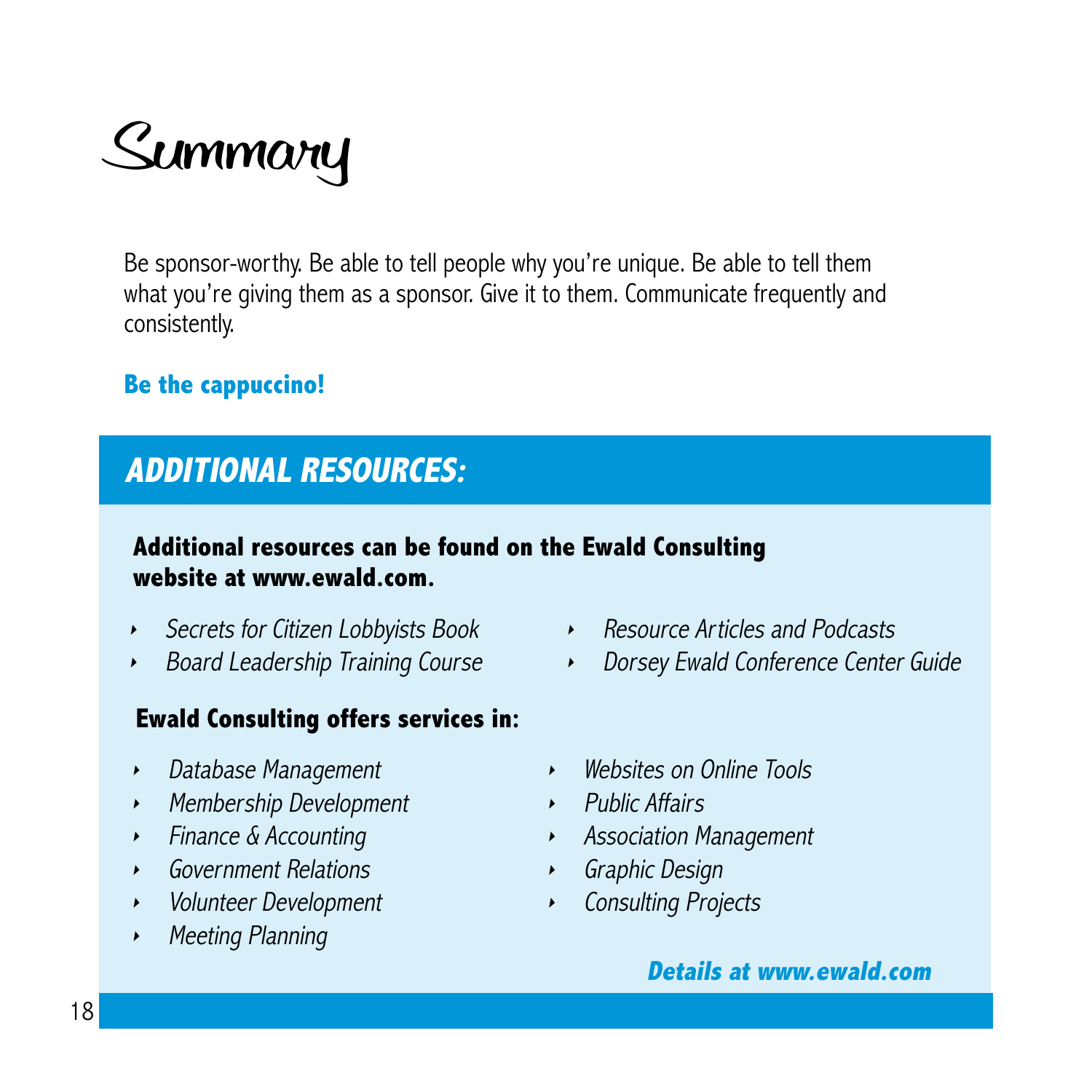# Summary

Be sponsor-worthy. Be able to tell people why you're unique. Be able to tell them what you're giving them as a sponsor. Give it to them. Communicate frequently and consistently.

**Be the cappuccino!**

## *ADDITIONAL RESOURCES:*

**Additional resources can be found on the Ewald Consulting website at www.ewald.com.**

- *Secrets for Citizen Lobbyists Book*
- *Board Leadership Training Course*
- *Resource Articles and Podcasts*
- *Dorsey Ewald Conference Center Guide*

**Ewald Consulting offers services in:**

- *Database Management*
- *Membership Development*
- *Finance & Accounting*
- *Government Relations*
- *Volunteer Development*
- *Meeting Planning*
- *Websites on Online Tools*
- *Public Affairs*
- *Association Management*
- *Graphic Design*
- *Consulting Projects*

***Details at www.ewald.com***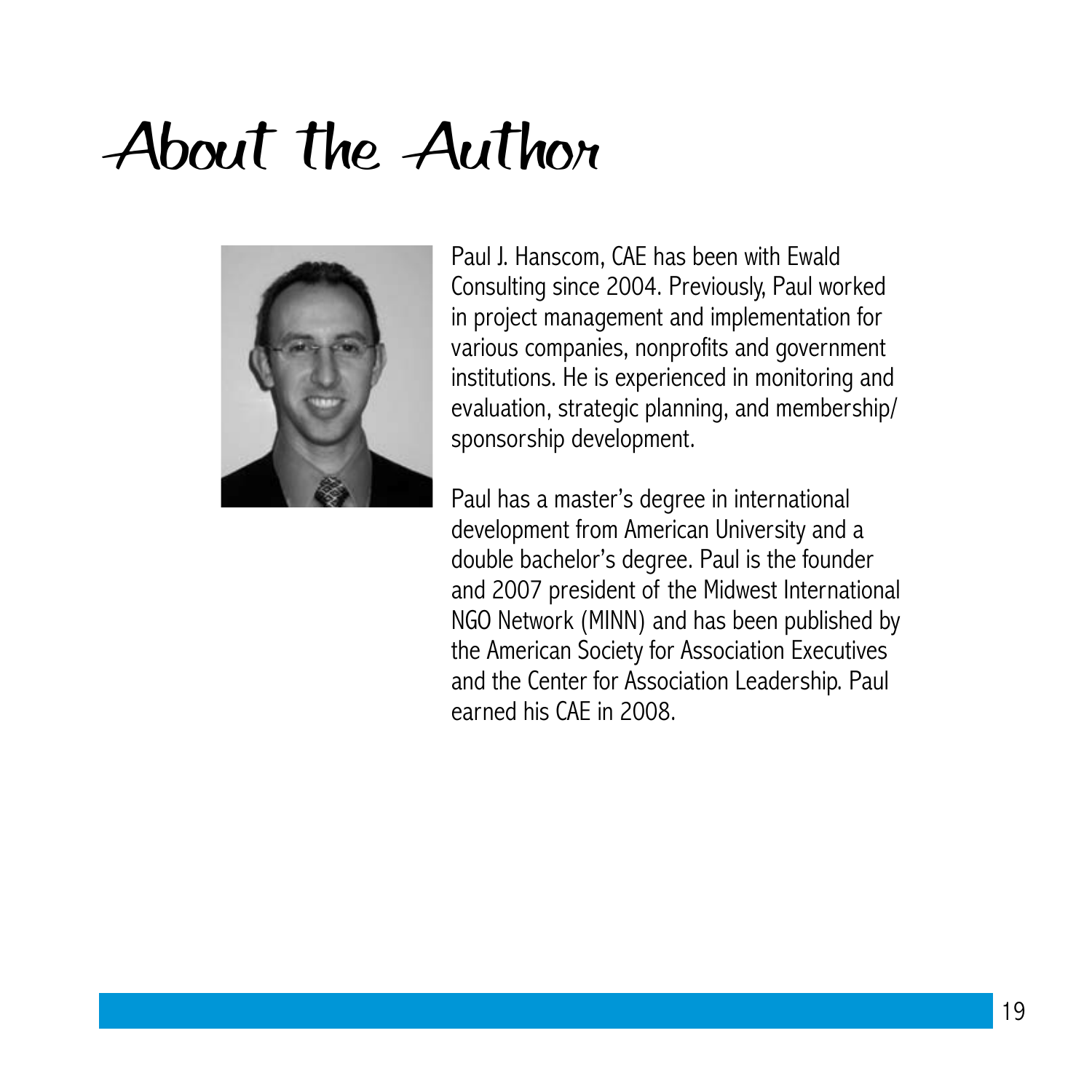# About the Author

Paul J. Hanscom, CAE has been with Ewald Consulting since 2004. Previously, Paul worked in project management and implementation for various companies, nonprofits and government institutions. He is experienced in monitoring and evaluation, strategic planning, and membership/sponsorship development.

Paul has a master's degree in international development from American University and a double bachelor's degree. Paul is the founder and 2007 president of the Midwest International NGO Network (MINN) and has been published by the American Society for Association Executives and the Center for Association Leadership. Paul earned his CAE in 2008.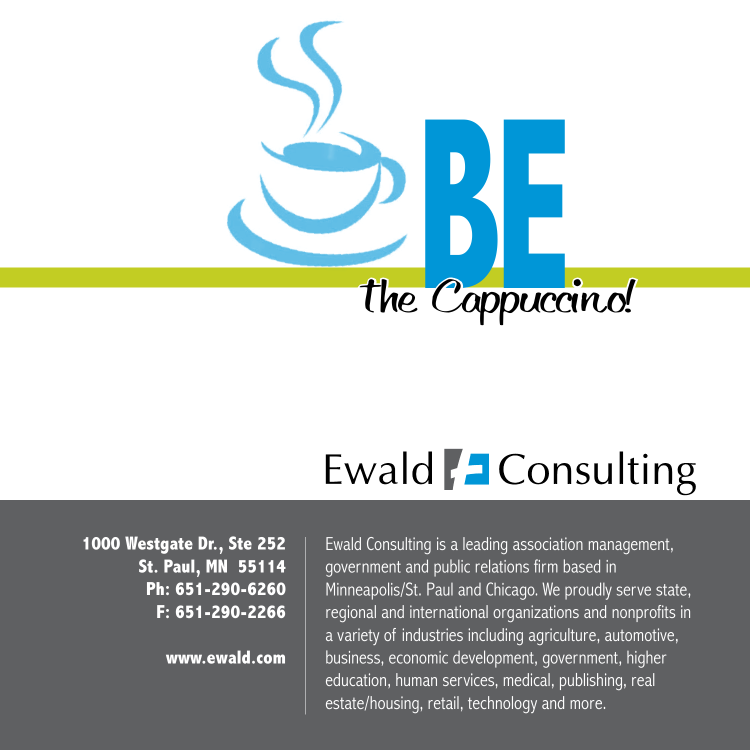# BE the Cappuccino!

Ewald Consulting

**1000 Westgate Dr., Ste 252**
**St. Paul, MN 55114**
**Ph: 651-290-6260**
**F: 651-290-2266**

**www.ewald.com**

Ewald Consulting is a leading association management, government and public relations firm based in Minneapolis/St. Paul and Chicago. We proudly serve state, regional and international organizations and nonprofits in a variety of industries including agriculture, automotive, business, economic development, government, higher education, human services, medical, publishing, real estate/housing, retail, technology and more.